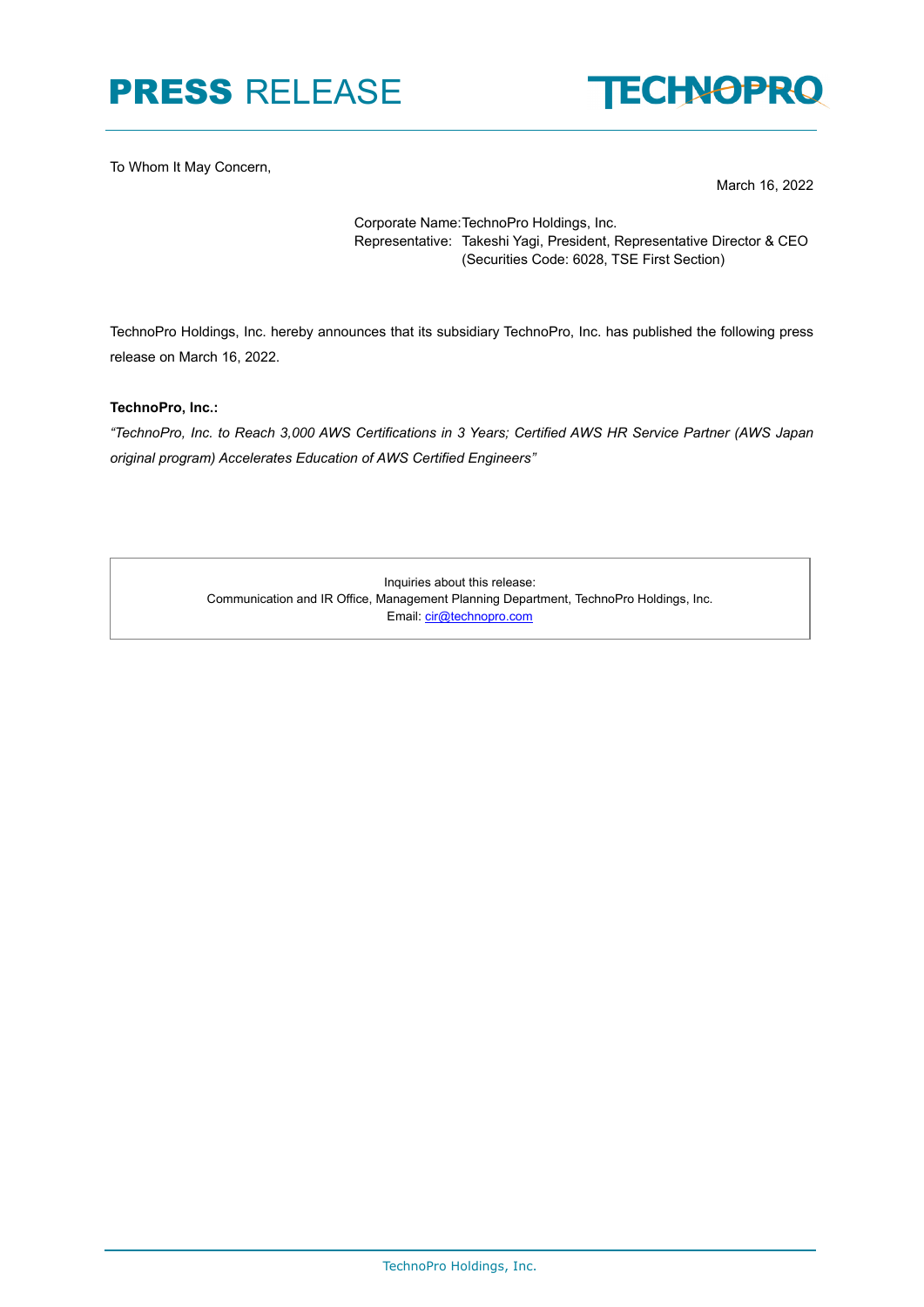# PRESS RELEASE

To Whom It May Concern,

March 16, 2022

Corporate Name: TechnoPro Holdings, Inc.
Representative: Takeshi Yagi, President, Representative Director & CEO
(Securities Code: 6028, TSE First Section)

TechnoPro Holdings, Inc. hereby announces that its subsidiary TechnoPro, Inc. has published the following press release on March 16, 2022.

**TechnoPro, Inc.:**

*"TechnoPro, Inc. to Reach 3,000 AWS Certifications in 3 Years; Certified AWS HR Service Partner (AWS Japan original program) Accelerates Education of AWS Certified Engineers"*

Inquiries about this release:
Communication and IR Office, Management Planning Department, TechnoPro Holdings, Inc.
Email: cir@technopro.com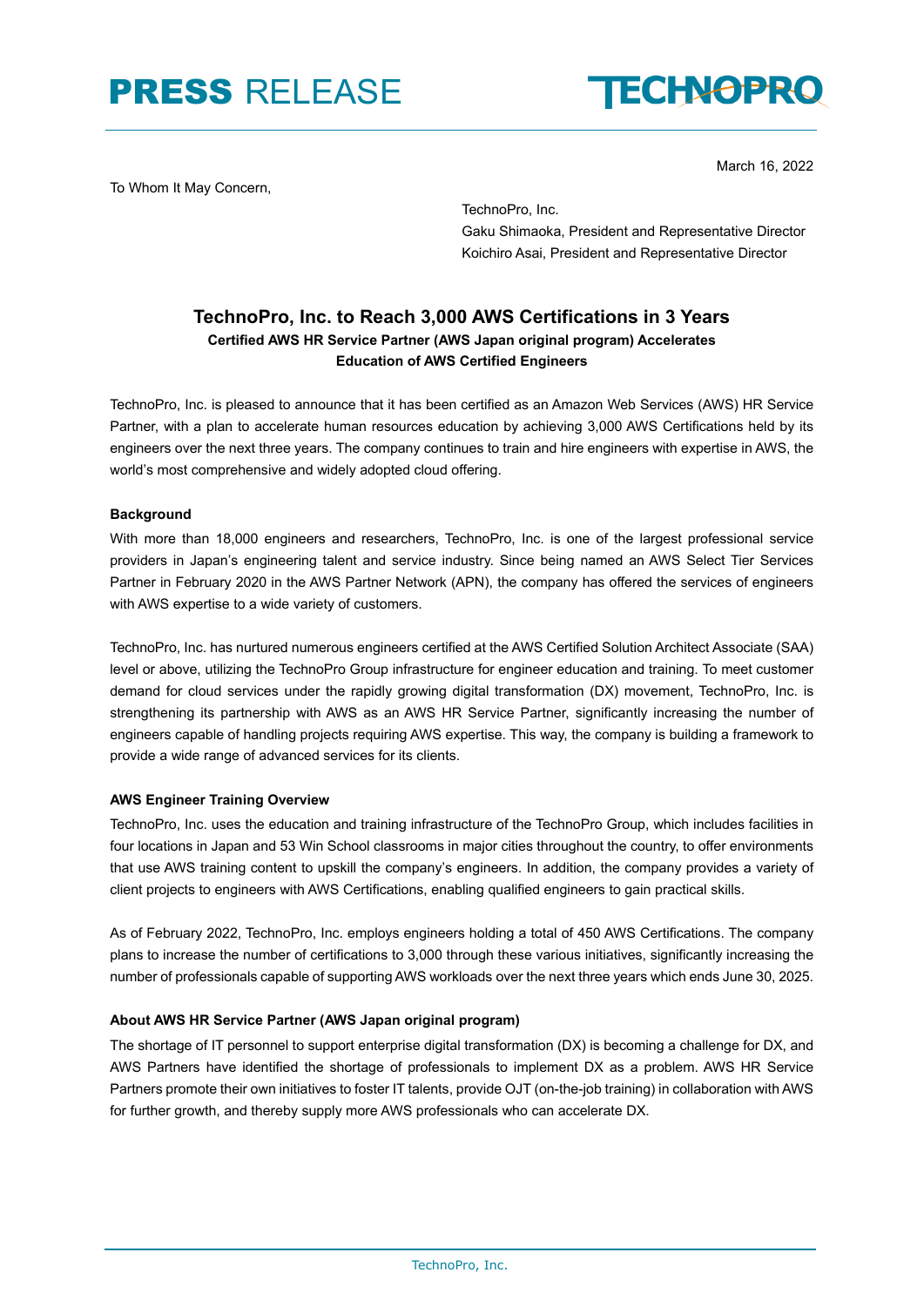# **PRESS** RELEASE

March 16, 2022

To Whom It May Concern,

TechnoPro, Inc.
Gaku Shimaoka, President and Representative Director
Koichiro Asai, President and Representative Director

## TechnoPro, Inc. to Reach 3,000 AWS Certifications in 3 Years

### Certified AWS HR Service Partner (AWS Japan original program) Accelerates Education of AWS Certified Engineers

TechnoPro, Inc. is pleased to announce that it has been certified as an Amazon Web Services (AWS) HR Service Partner, with a plan to accelerate human resources education by achieving 3,000 AWS Certifications held by its engineers over the next three years. The company continues to train and hire engineers with expertise in AWS, the world's most comprehensive and widely adopted cloud offering.

**Background**

With more than 18,000 engineers and researchers, TechnoPro, Inc. is one of the largest professional service providers in Japan's engineering talent and service industry. Since being named an AWS Select Tier Services Partner in February 2020 in the AWS Partner Network (APN), the company has offered the services of engineers with AWS expertise to a wide variety of customers.

TechnoPro, Inc. has nurtured numerous engineers certified at the AWS Certified Solution Architect Associate (SAA) level or above, utilizing the TechnoPro Group infrastructure for engineer education and training. To meet customer demand for cloud services under the rapidly growing digital transformation (DX) movement, TechnoPro, Inc. is strengthening its partnership with AWS as an AWS HR Service Partner, significantly increasing the number of engineers capable of handling projects requiring AWS expertise. This way, the company is building a framework to provide a wide range of advanced services for its clients.

**AWS Engineer Training Overview**

TechnoPro, Inc. uses the education and training infrastructure of the TechnoPro Group, which includes facilities in four locations in Japan and 53 Win School classrooms in major cities throughout the country, to offer environments that use AWS training content to upskill the company's engineers. In addition, the company provides a variety of client projects to engineers with AWS Certifications, enabling qualified engineers to gain practical skills.

As of February 2022, TechnoPro, Inc. employs engineers holding a total of 450 AWS Certifications. The company plans to increase the number of certifications to 3,000 through these various initiatives, significantly increasing the number of professionals capable of supporting AWS workloads over the next three years which ends June 30, 2025.

**About AWS HR Service Partner (AWS Japan original program)**

The shortage of IT personnel to support enterprise digital transformation (DX) is becoming a challenge for DX, and AWS Partners have identified the shortage of professionals to implement DX as a problem. AWS HR Service Partners promote their own initiatives to foster IT talents, provide OJT (on-the-job training) in collaboration with AWS for further growth, and thereby supply more AWS professionals who can accelerate DX.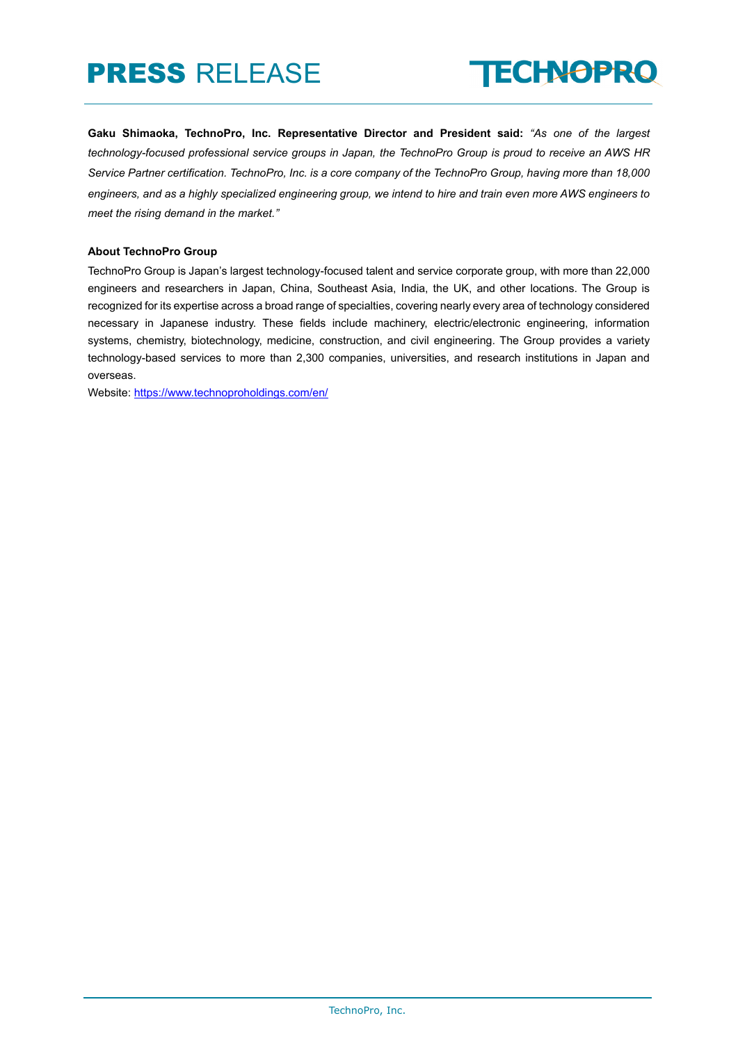**Gaku Shimaoka, TechnoPro, Inc. Representative Director and President said:** *"As one of the largest technology-focused professional service groups in Japan, the TechnoPro Group is proud to receive an AWS HR Service Partner certification. TechnoPro, Inc. is a core company of the TechnoPro Group, having more than 18,000 engineers, and as a highly specialized engineering group, we intend to hire and train even more AWS engineers to meet the rising demand in the market."*

**About TechnoPro Group**

TechnoPro Group is Japan's largest technology-focused talent and service corporate group, with more than 22,000 engineers and researchers in Japan, China, Southeast Asia, India, the UK, and other locations. The Group is recognized for its expertise across a broad range of specialties, covering nearly every area of technology considered necessary in Japanese industry. These fields include machinery, electric/electronic engineering, information systems, chemistry, biotechnology, medicine, construction, and civil engineering. The Group provides a variety technology-based services to more than 2,300 companies, universities, and research institutions in Japan and overseas.

Website: https://www.technoproholdings.com/en/